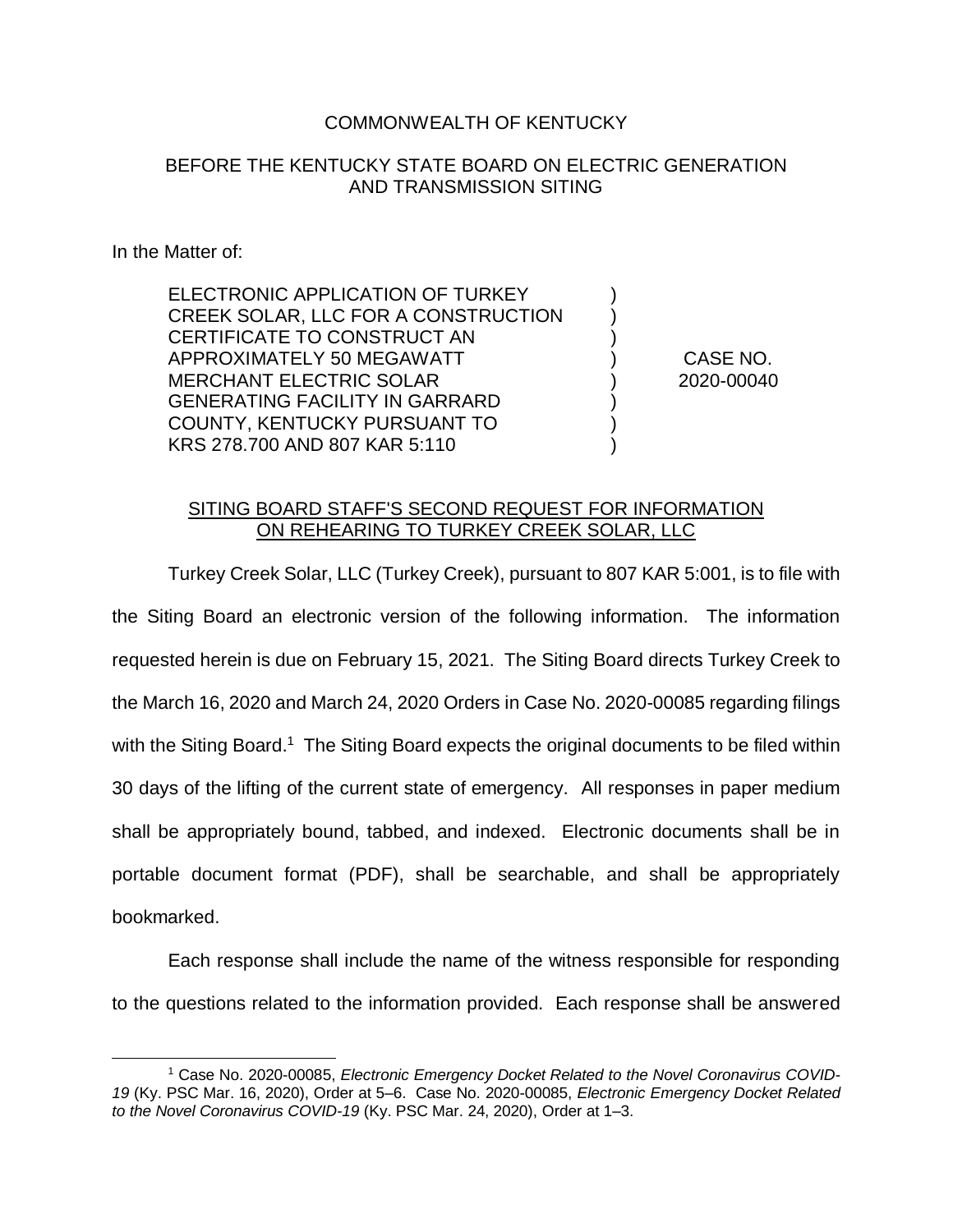COMMONWEALTH OF KENTUCKY

BEFORE THE KENTUCKY STATE BOARD ON ELECTRIC GENERATION AND TRANSMISSION SITING

In the Matter of:

| | | |
|---|---|---|
| ELECTRONIC APPLICATION OF TURKEY CREEK SOLAR, LLC FOR A CONSTRUCTION CERTIFICATE TO CONSTRUCT AN APPROXIMATELY 50 MEGAWATT MERCHANT ELECTRIC SOLAR GENERATING FACILITY IN GARRARD COUNTY, KENTUCKY PURSUANT TO KRS 278.700 AND 807 KAR 5:110 | ) | CASE NO. 2020-00040 |

SITING BOARD STAFF'S SECOND REQUEST FOR INFORMATION ON REHEARING TO TURKEY CREEK SOLAR, LLC

Turkey Creek Solar, LLC (Turkey Creek), pursuant to 807 KAR 5:001, is to file with the Siting Board an electronic version of the following information. The information requested herein is due on February 15, 2021. The Siting Board directs Turkey Creek to the March 16, 2020 and March 24, 2020 Orders in Case No. 2020-00085 regarding filings with the Siting Board.[1] The Siting Board expects the original documents to be filed within 30 days of the lifting of the current state of emergency. All responses in paper medium shall be appropriately bound, tabbed, and indexed. Electronic documents shall be in portable document format (PDF), shall be searchable, and shall be appropriately bookmarked.

Each response shall include the name of the witness responsible for responding to the questions related to the information provided. Each response shall be answered

[1] Case No. 2020-00085, *Electronic Emergency Docket Related to the Novel Coronavirus COVID-19* (Ky. PSC Mar. 16, 2020), Order at 5–6. Case No. 2020-00085, *Electronic Emergency Docket Related to the Novel Coronavirus COVID-19* (Ky. PSC Mar. 24, 2020), Order at 1–3.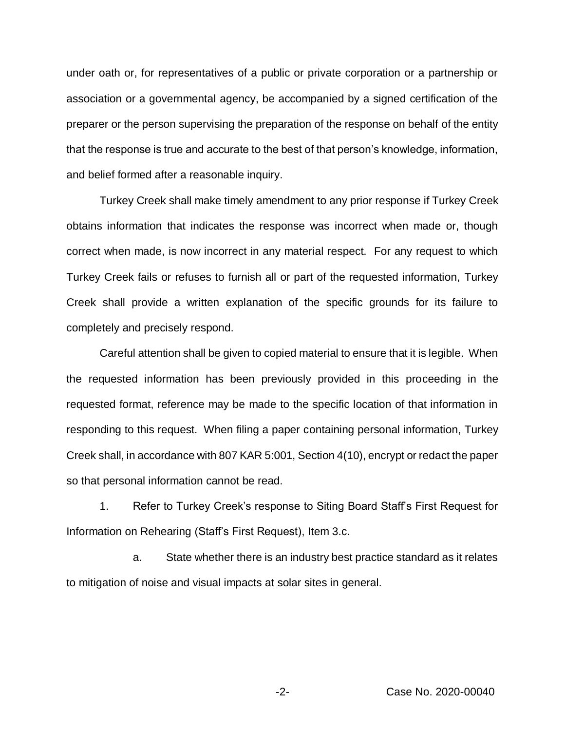under oath or, for representatives of a public or private corporation or a partnership or association or a governmental agency, be accompanied by a signed certification of the preparer or the person supervising the preparation of the response on behalf of the entity that the response is true and accurate to the best of that person's knowledge, information, and belief formed after a reasonable inquiry.

Turkey Creek shall make timely amendment to any prior response if Turkey Creek obtains information that indicates the response was incorrect when made or, though correct when made, is now incorrect in any material respect. For any request to which Turkey Creek fails or refuses to furnish all or part of the requested information, Turkey Creek shall provide a written explanation of the specific grounds for its failure to completely and precisely respond.

Careful attention shall be given to copied material to ensure that it is legible. When the requested information has been previously provided in this proceeding in the requested format, reference may be made to the specific location of that information in responding to this request. When filing a paper containing personal information, Turkey Creek shall, in accordance with 807 KAR 5:001, Section 4(10), encrypt or redact the paper so that personal information cannot be read.

1. Refer to Turkey Creek's response to Siting Board Staff's First Request for Information on Rehearing (Staff's First Request), Item 3.c.

   a. State whether there is an industry best practice standard as it relates to mitigation of noise and visual impacts at solar sites in general.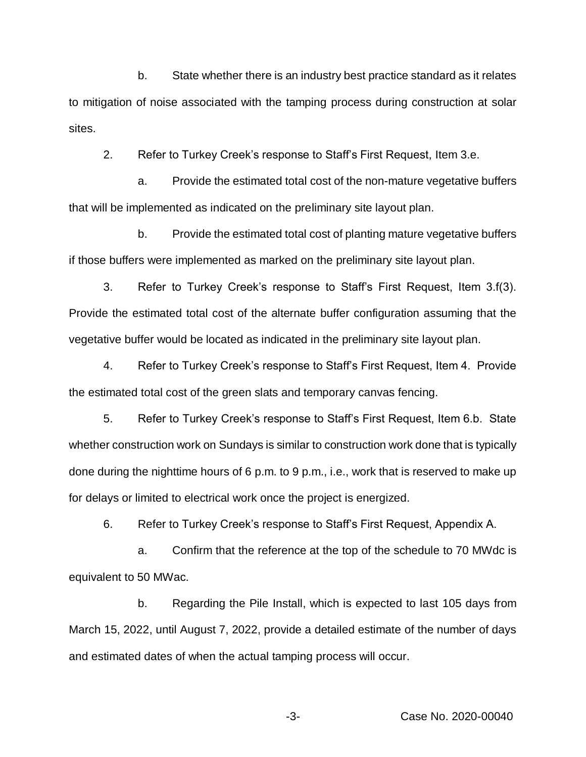b. State whether there is an industry best practice standard as it relates to mitigation of noise associated with the tamping process during construction at solar sites.

2. Refer to Turkey Creek's response to Staff's First Request, Item 3.e.

a. Provide the estimated total cost of the non-mature vegetative buffers that will be implemented as indicated on the preliminary site layout plan.

b. Provide the estimated total cost of planting mature vegetative buffers if those buffers were implemented as marked on the preliminary site layout plan.

3. Refer to Turkey Creek's response to Staff's First Request, Item 3.f(3). Provide the estimated total cost of the alternate buffer configuration assuming that the vegetative buffer would be located as indicated in the preliminary site layout plan.

4. Refer to Turkey Creek's response to Staff's First Request, Item 4. Provide the estimated total cost of the green slats and temporary canvas fencing.

5. Refer to Turkey Creek's response to Staff's First Request, Item 6.b. State whether construction work on Sundays is similar to construction work done that is typically done during the nighttime hours of 6 p.m. to 9 p.m., i.e., work that is reserved to make up for delays or limited to electrical work once the project is energized.

6. Refer to Turkey Creek's response to Staff's First Request, Appendix A.

a. Confirm that the reference at the top of the schedule to 70 MWdc is equivalent to 50 MWac.

b. Regarding the Pile Install, which is expected to last 105 days from March 15, 2022, until August 7, 2022, provide a detailed estimate of the number of days and estimated dates of when the actual tamping process will occur.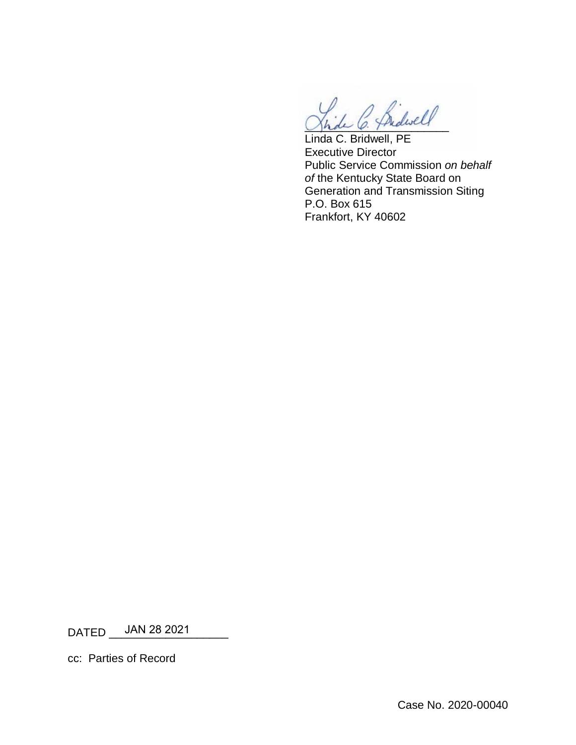Linda C. Bridwell, PE
Executive Director
Public Service Commission *on behalf of* the Kentucky State Board on Generation and Transmission Siting
P.O. Box 615
Frankfort, KY 40602

DATED JAN 28 2021

cc: Parties of Record

Case No. 2020-00040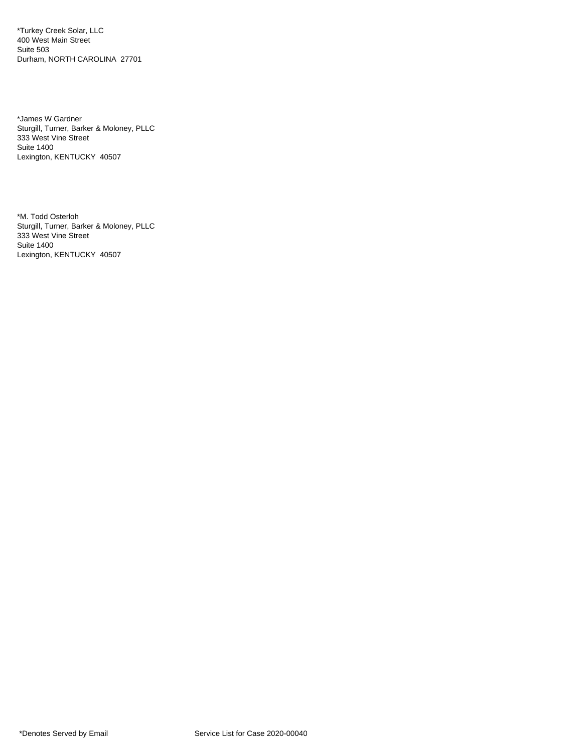*Turkey Creek Solar, LLC
400 West Main Street
Suite 503
Durham, NORTH CAROLINA  27701

*James W Gardner
Sturgill, Turner, Barker & Moloney, PLLC
333 West Vine Street
Suite 1400
Lexington, KENTUCKY  40507

*M. Todd Osterloh
Sturgill, Turner, Barker & Moloney, PLLC
333 West Vine Street
Suite 1400
Lexington, KENTUCKY  40507

*Denotes Served by Email

Service List for Case 2020-00040